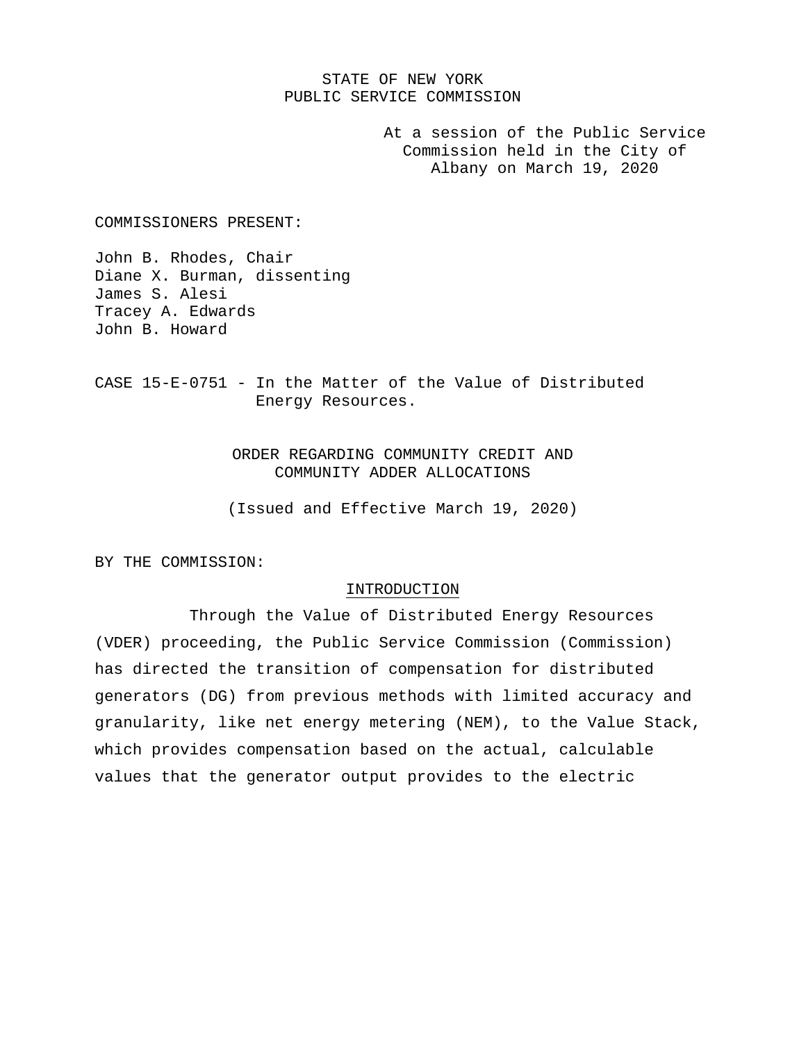STATE OF NEW YORK
PUBLIC SERVICE COMMISSION

At a session of the Public Service Commission held in the City of Albany on March 19, 2020

COMMISSIONERS PRESENT:

John B. Rhodes, Chair
Diane X. Burman, dissenting
James S. Alesi
Tracey A. Edwards
John B. Howard

CASE 15-E-0751 - In the Matter of the Value of Distributed Energy Resources.

ORDER REGARDING COMMUNITY CREDIT AND COMMUNITY ADDER ALLOCATIONS

(Issued and Effective March 19, 2020)

BY THE COMMISSION:

## INTRODUCTION

Through the Value of Distributed Energy Resources (VDER) proceeding, the Public Service Commission (Commission) has directed the transition of compensation for distributed generators (DG) from previous methods with limited accuracy and granularity, like net energy metering (NEM), to the Value Stack, which provides compensation based on the actual, calculable values that the generator output provides to the electric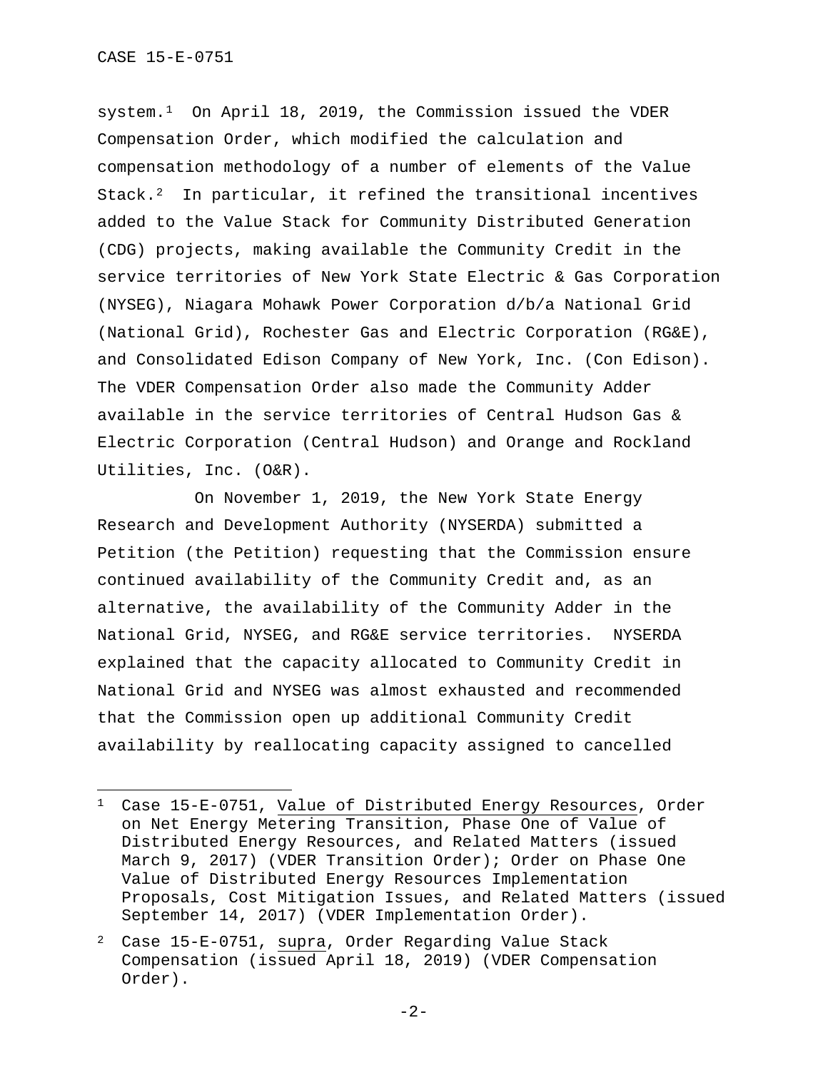system.[1] On April 18, 2019, the Commission issued the VDER Compensation Order, which modified the calculation and compensation methodology of a number of elements of the Value Stack.[2] In particular, it refined the transitional incentives added to the Value Stack for Community Distributed Generation (CDG) projects, making available the Community Credit in the service territories of New York State Electric & Gas Corporation (NYSEG), Niagara Mohawk Power Corporation d/b/a National Grid (National Grid), Rochester Gas and Electric Corporation (RG&E), and Consolidated Edison Company of New York, Inc. (Con Edison). The VDER Compensation Order also made the Community Adder available in the service territories of Central Hudson Gas & Electric Corporation (Central Hudson) and Orange and Rockland Utilities, Inc. (O&R).

On November 1, 2019, the New York State Energy Research and Development Authority (NYSERDA) submitted a Petition (the Petition) requesting that the Commission ensure continued availability of the Community Credit and, as an alternative, the availability of the Community Adder in the National Grid, NYSEG, and RG&E service territories. NYSERDA explained that the capacity allocated to Community Credit in National Grid and NYSEG was almost exhausted and recommended that the Commission open up additional Community Credit availability by reallocating capacity assigned to cancelled

---

[1] Case 15-E-0751, Value of Distributed Energy Resources, Order on Net Energy Metering Transition, Phase One of Value of Distributed Energy Resources, and Related Matters (issued March 9, 2017) (VDER Transition Order); Order on Phase One Value of Distributed Energy Resources Implementation Proposals, Cost Mitigation Issues, and Related Matters (issued September 14, 2017) (VDER Implementation Order).

[2] Case 15-E-0751, supra, Order Regarding Value Stack Compensation (issued April 18, 2019) (VDER Compensation Order).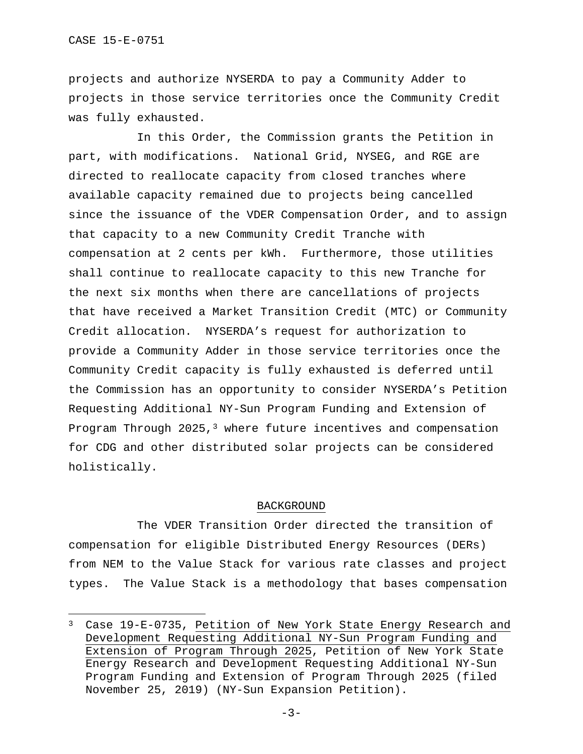projects and authorize NYSERDA to pay a Community Adder to projects in those service territories once the Community Credit was fully exhausted.

In this Order, the Commission grants the Petition in part, with modifications. National Grid, NYSEG, and RGE are directed to reallocate capacity from closed tranches where available capacity remained due to projects being cancelled since the issuance of the VDER Compensation Order, and to assign that capacity to a new Community Credit Tranche with compensation at 2 cents per kWh. Furthermore, those utilities shall continue to reallocate capacity to this new Tranche for the next six months when there are cancellations of projects that have received a Market Transition Credit (MTC) or Community Credit allocation. NYSERDA's request for authorization to provide a Community Adder in those service territories once the Community Credit capacity is fully exhausted is deferred until the Commission has an opportunity to consider NYSERDA's Petition Requesting Additional NY-Sun Program Funding and Extension of Program Through 2025,[3] where future incentives and compensation for CDG and other distributed solar projects can be considered holistically.

## BACKGROUND

The VDER Transition Order directed the transition of compensation for eligible Distributed Energy Resources (DERs) from NEM to the Value Stack for various rate classes and project types. The Value Stack is a methodology that bases compensation

---

[3] Case 19-E-0735, Petition of New York State Energy Research and Development Requesting Additional NY-Sun Program Funding and Extension of Program Through 2025, Petition of New York State Energy Research and Development Requesting Additional NY-Sun Program Funding and Extension of Program Through 2025 (filed November 25, 2019) (NY-Sun Expansion Petition).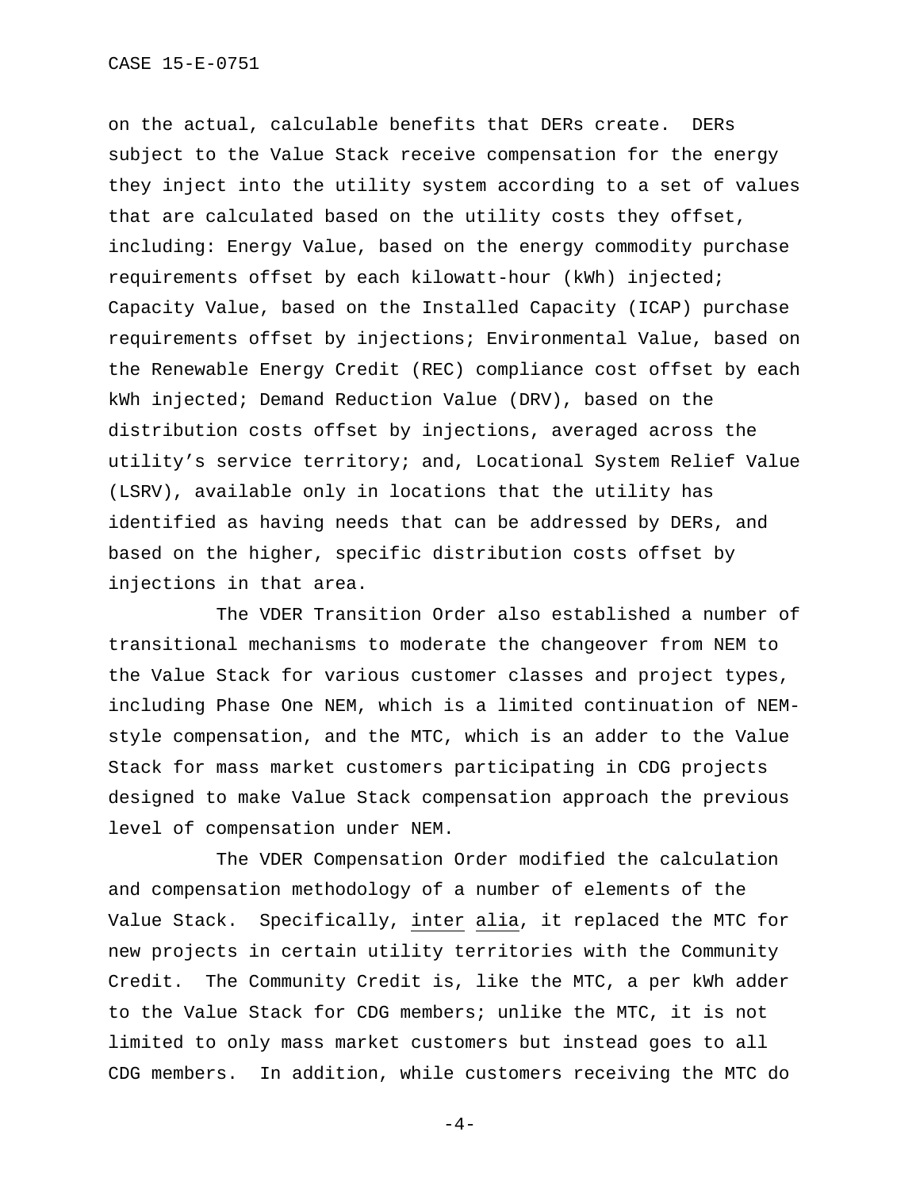on the actual, calculable benefits that DERs create. DERs subject to the Value Stack receive compensation for the energy they inject into the utility system according to a set of values that are calculated based on the utility costs they offset, including: Energy Value, based on the energy commodity purchase requirements offset by each kilowatt-hour (kWh) injected; Capacity Value, based on the Installed Capacity (ICAP) purchase requirements offset by injections; Environmental Value, based on the Renewable Energy Credit (REC) compliance cost offset by each kWh injected; Demand Reduction Value (DRV), based on the distribution costs offset by injections, averaged across the utility's service territory; and, Locational System Relief Value (LSRV), available only in locations that the utility has identified as having needs that can be addressed by DERs, and based on the higher, specific distribution costs offset by injections in that area.

The VDER Transition Order also established a number of transitional mechanisms to moderate the changeover from NEM to the Value Stack for various customer classes and project types, including Phase One NEM, which is a limited continuation of NEM-style compensation, and the MTC, which is an adder to the Value Stack for mass market customers participating in CDG projects designed to make Value Stack compensation approach the previous level of compensation under NEM.

The VDER Compensation Order modified the calculation and compensation methodology of a number of elements of the Value Stack. Specifically, inter alia, it replaced the MTC for new projects in certain utility territories with the Community Credit. The Community Credit is, like the MTC, a per kWh adder to the Value Stack for CDG members; unlike the MTC, it is not limited to only mass market customers but instead goes to all CDG members. In addition, while customers receiving the MTC do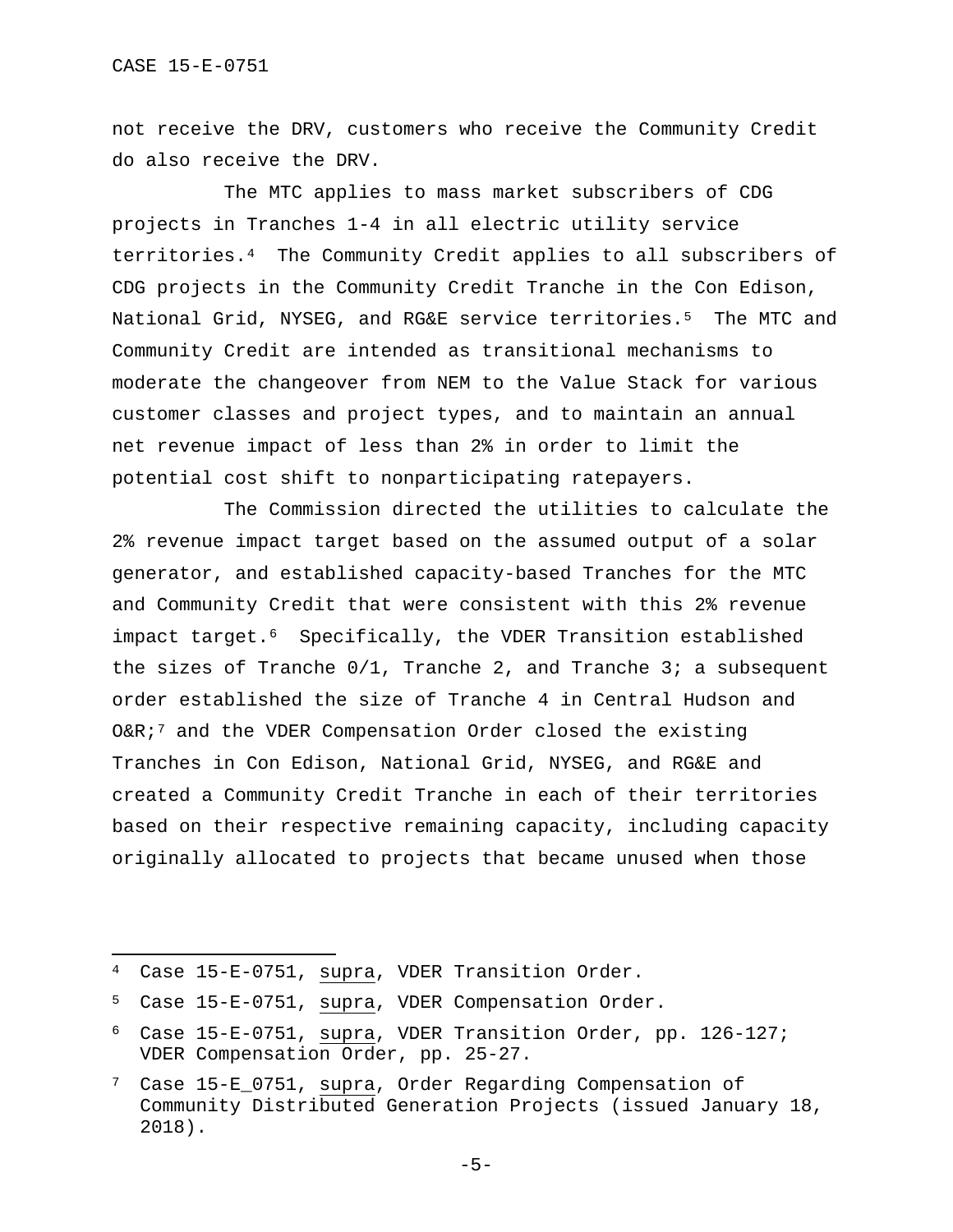not receive the DRV, customers who receive the Community Credit do also receive the DRV.

The MTC applies to mass market subscribers of CDG projects in Tranches 1-4 in all electric utility service territories.[4] The Community Credit applies to all subscribers of CDG projects in the Community Credit Tranche in the Con Edison, National Grid, NYSEG, and RG&E service territories.[5] The MTC and Community Credit are intended as transitional mechanisms to moderate the changeover from NEM to the Value Stack for various customer classes and project types, and to maintain an annual net revenue impact of less than 2% in order to limit the potential cost shift to nonparticipating ratepayers.

The Commission directed the utilities to calculate the 2% revenue impact target based on the assumed output of a solar generator, and established capacity-based Tranches for the MTC and Community Credit that were consistent with this 2% revenue impact target.[6] Specifically, the VDER Transition established the sizes of Tranche 0/1, Tranche 2, and Tranche 3; a subsequent order established the size of Tranche 4 in Central Hudson and O&R;[7] and the VDER Compensation Order closed the existing Tranches in Con Edison, National Grid, NYSEG, and RG&E and created a Community Credit Tranche in each of their territories based on their respective remaining capacity, including capacity originally allocated to projects that became unused when those

---

[4] Case 15-E-0751, supra, VDER Transition Order.

[5] Case 15-E-0751, supra, VDER Compensation Order.

[6] Case 15-E-0751, supra, VDER Transition Order, pp. 126-127; VDER Compensation Order, pp. 25-27.

[7] Case 15-E_0751, supra, Order Regarding Compensation of Community Distributed Generation Projects (issued January 18, 2018).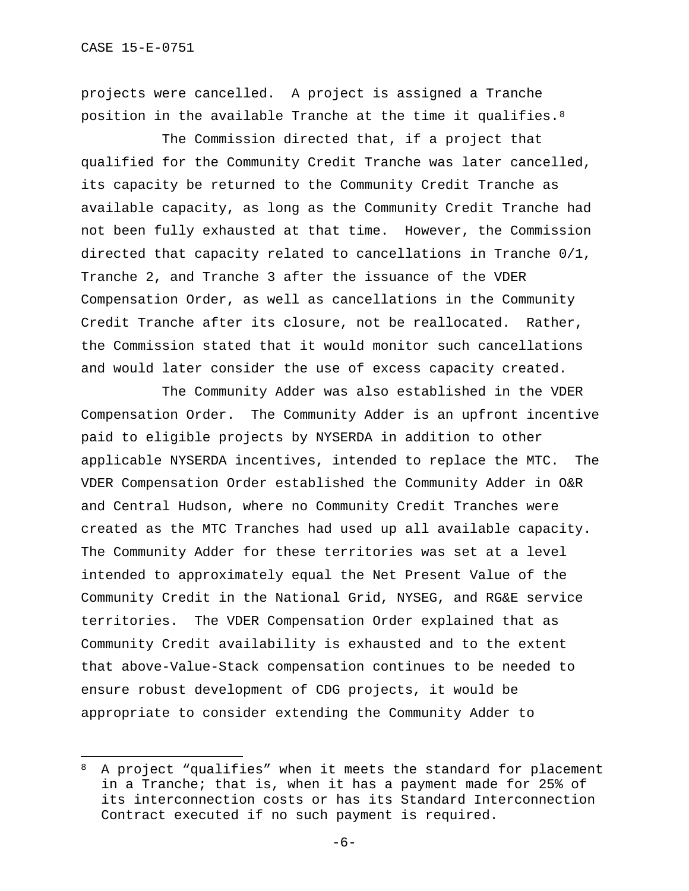projects were cancelled. A project is assigned a Tranche position in the available Tranche at the time it qualifies.[8]

The Commission directed that, if a project that qualified for the Community Credit Tranche was later cancelled, its capacity be returned to the Community Credit Tranche as available capacity, as long as the Community Credit Tranche had not been fully exhausted at that time. However, the Commission directed that capacity related to cancellations in Tranche 0/1, Tranche 2, and Tranche 3 after the issuance of the VDER Compensation Order, as well as cancellations in the Community Credit Tranche after its closure, not be reallocated. Rather, the Commission stated that it would monitor such cancellations and would later consider the use of excess capacity created.

The Community Adder was also established in the VDER Compensation Order. The Community Adder is an upfront incentive paid to eligible projects by NYSERDA in addition to other applicable NYSERDA incentives, intended to replace the MTC. The VDER Compensation Order established the Community Adder in O&R and Central Hudson, where no Community Credit Tranches were created as the MTC Tranches had used up all available capacity. The Community Adder for these territories was set at a level intended to approximately equal the Net Present Value of the Community Credit in the National Grid, NYSEG, and RG&E service territories. The VDER Compensation Order explained that as Community Credit availability is exhausted and to the extent that above-Value-Stack compensation continues to be needed to ensure robust development of CDG projects, it would be appropriate to consider extending the Community Adder to

---

[8] A project "qualifies" when it meets the standard for placement in a Tranche; that is, when it has a payment made for 25% of its interconnection costs or has its Standard Interconnection Contract executed if no such payment is required.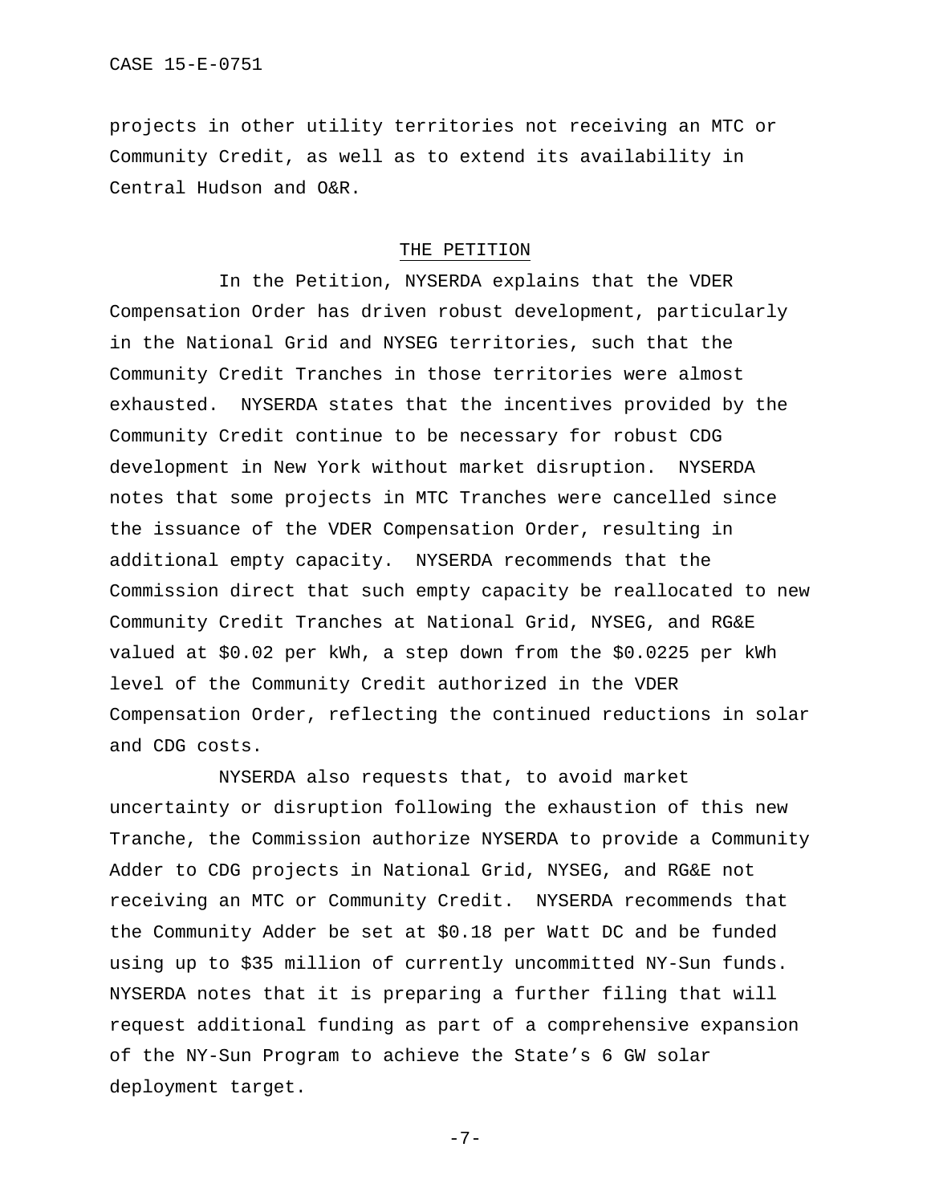projects in other utility territories not receiving an MTC or Community Credit, as well as to extend its availability in Central Hudson and O&R.

## THE PETITION

In the Petition, NYSERDA explains that the VDER Compensation Order has driven robust development, particularly in the National Grid and NYSEG territories, such that the Community Credit Tranches in those territories were almost exhausted. NYSERDA states that the incentives provided by the Community Credit continue to be necessary for robust CDG development in New York without market disruption. NYSERDA notes that some projects in MTC Tranches were cancelled since the issuance of the VDER Compensation Order, resulting in additional empty capacity. NYSERDA recommends that the Commission direct that such empty capacity be reallocated to new Community Credit Tranches at National Grid, NYSEG, and RG&E valued at $0.02 per kWh, a step down from the $0.0225 per kWh level of the Community Credit authorized in the VDER Compensation Order, reflecting the continued reductions in solar and CDG costs.

NYSERDA also requests that, to avoid market uncertainty or disruption following the exhaustion of this new Tranche, the Commission authorize NYSERDA to provide a Community Adder to CDG projects in National Grid, NYSEG, and RG&E not receiving an MTC or Community Credit. NYSERDA recommends that the Community Adder be set at $0.18 per Watt DC and be funded using up to $35 million of currently uncommitted NY-Sun funds. NYSERDA notes that it is preparing a further filing that will request additional funding as part of a comprehensive expansion of the NY-Sun Program to achieve the State's 6 GW solar deployment target.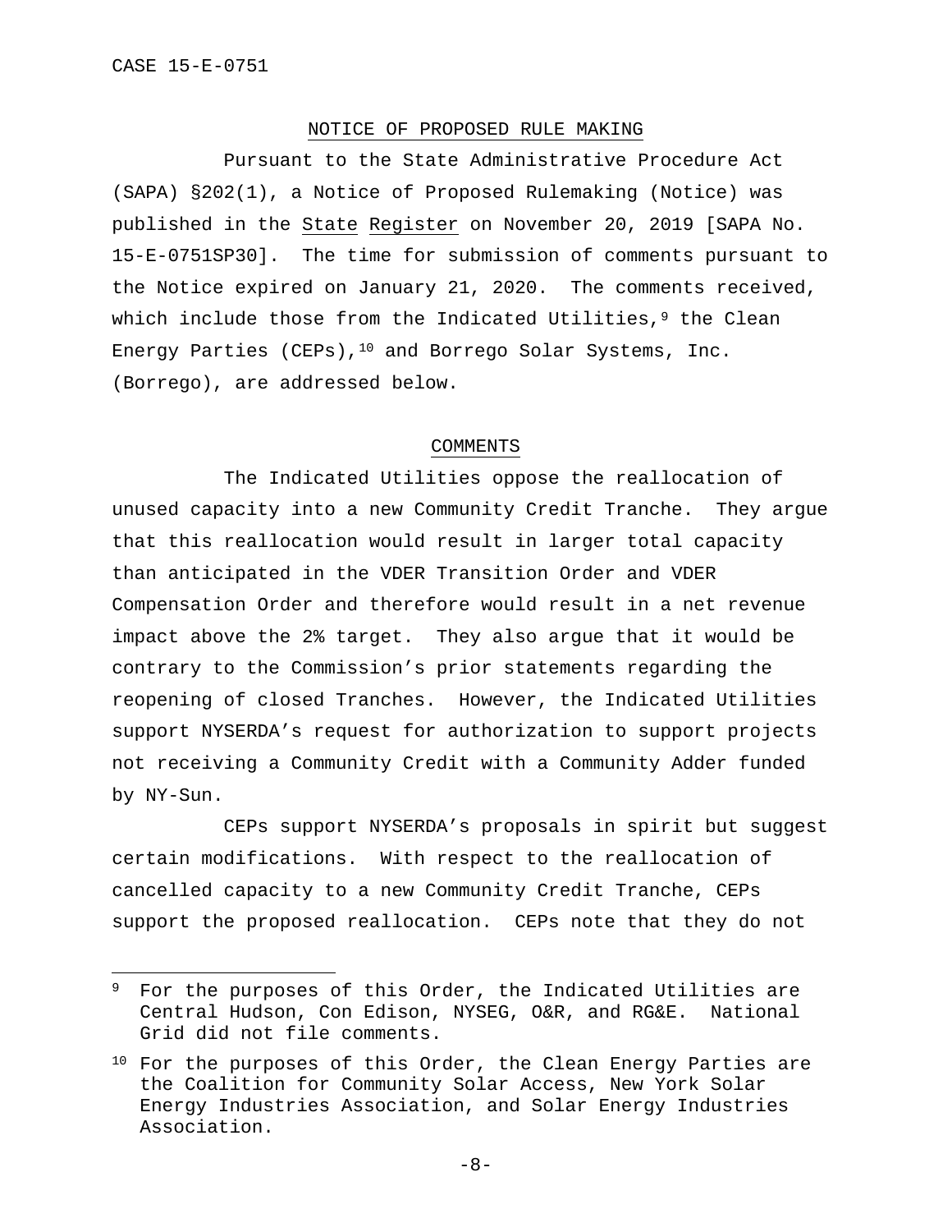## NOTICE OF PROPOSED RULE MAKING

Pursuant to the State Administrative Procedure Act (SAPA) §202(1), a Notice of Proposed Rulemaking (Notice) was published in the State Register on November 20, 2019 [SAPA No. 15-E-0751SP30]. The time for submission of comments pursuant to the Notice expired on January 21, 2020. The comments received, which include those from the Indicated Utilities,[9] the Clean Energy Parties (CEPs),[10] and Borrego Solar Systems, Inc. (Borrego), are addressed below.

## COMMENTS

The Indicated Utilities oppose the reallocation of unused capacity into a new Community Credit Tranche. They argue that this reallocation would result in larger total capacity than anticipated in the VDER Transition Order and VDER Compensation Order and therefore would result in a net revenue impact above the 2% target. They also argue that it would be contrary to the Commission's prior statements regarding the reopening of closed Tranches. However, the Indicated Utilities support NYSERDA's request for authorization to support projects not receiving a Community Credit with a Community Adder funded by NY-Sun.

CEPs support NYSERDA's proposals in spirit but suggest certain modifications. With respect to the reallocation of cancelled capacity to a new Community Credit Tranche, CEPs support the proposed reallocation. CEPs note that they do not

[9] For the purposes of this Order, the Indicated Utilities are Central Hudson, Con Edison, NYSEG, O&R, and RG&E. National Grid did not file comments.

[10] For the purposes of this Order, the Clean Energy Parties are the Coalition for Community Solar Access, New York Solar Energy Industries Association, and Solar Energy Industries Association.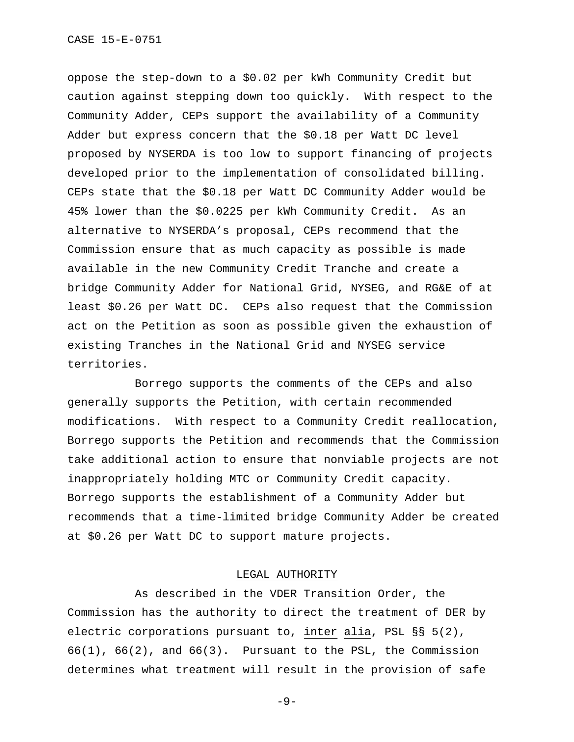oppose the step-down to a $0.02 per kWh Community Credit but caution against stepping down too quickly. With respect to the Community Adder, CEPs support the availability of a Community Adder but express concern that the $0.18 per Watt DC level proposed by NYSERDA is too low to support financing of projects developed prior to the implementation of consolidated billing. CEPs state that the $0.18 per Watt DC Community Adder would be 45% lower than the $0.0225 per kWh Community Credit. As an alternative to NYSERDA's proposal, CEPs recommend that the Commission ensure that as much capacity as possible is made available in the new Community Credit Tranche and create a bridge Community Adder for National Grid, NYSEG, and RG&E of at least $0.26 per Watt DC. CEPs also request that the Commission act on the Petition as soon as possible given the exhaustion of existing Tranches in the National Grid and NYSEG service territories.

Borrego supports the comments of the CEPs and also generally supports the Petition, with certain recommended modifications. With respect to a Community Credit reallocation, Borrego supports the Petition and recommends that the Commission take additional action to ensure that nonviable projects are not inappropriately holding MTC or Community Credit capacity. Borrego supports the establishment of a Community Adder but recommends that a time-limited bridge Community Adder be created at $0.26 per Watt DC to support mature projects.

## LEGAL AUTHORITY

As described in the VDER Transition Order, the Commission has the authority to direct the treatment of DER by electric corporations pursuant to, inter alia, PSL §§ 5(2), 66(1), 66(2), and 66(3). Pursuant to the PSL, the Commission determines what treatment will result in the provision of safe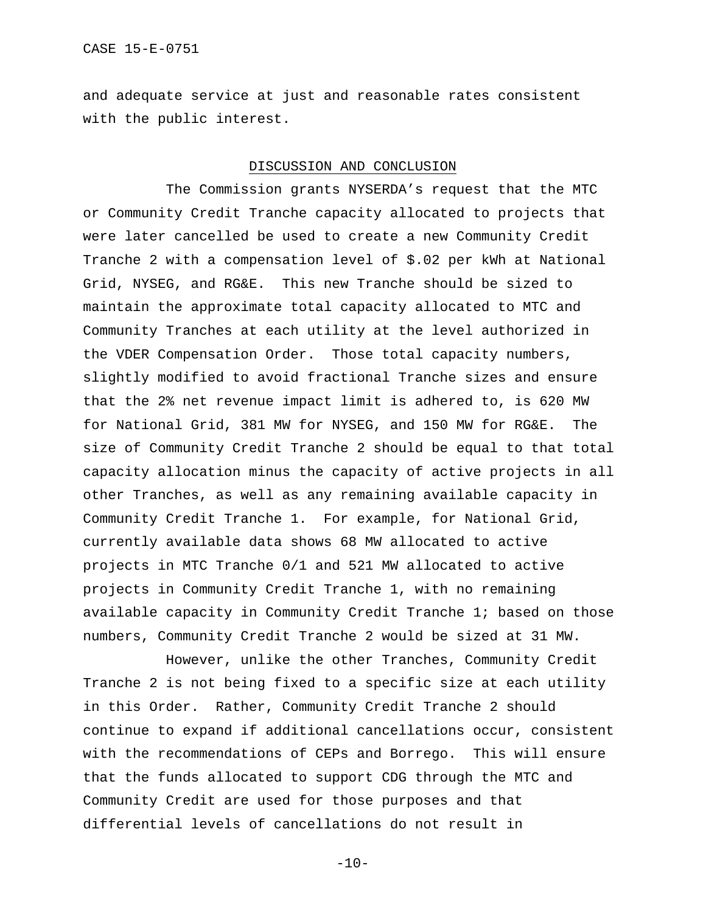and adequate service at just and reasonable rates consistent with the public interest.

## DISCUSSION AND CONCLUSION

The Commission grants NYSERDA's request that the MTC or Community Credit Tranche capacity allocated to projects that were later cancelled be used to create a new Community Credit Tranche 2 with a compensation level of $.02 per kWh at National Grid, NYSEG, and RG&E. This new Tranche should be sized to maintain the approximate total capacity allocated to MTC and Community Tranches at each utility at the level authorized in the VDER Compensation Order. Those total capacity numbers, slightly modified to avoid fractional Tranche sizes and ensure that the 2% net revenue impact limit is adhered to, is 620 MW for National Grid, 381 MW for NYSEG, and 150 MW for RG&E. The size of Community Credit Tranche 2 should be equal to that total capacity allocation minus the capacity of active projects in all other Tranches, as well as any remaining available capacity in Community Credit Tranche 1. For example, for National Grid, currently available data shows 68 MW allocated to active projects in MTC Tranche 0/1 and 521 MW allocated to active projects in Community Credit Tranche 1, with no remaining available capacity in Community Credit Tranche 1; based on those numbers, Community Credit Tranche 2 would be sized at 31 MW.

However, unlike the other Tranches, Community Credit Tranche 2 is not being fixed to a specific size at each utility in this Order. Rather, Community Credit Tranche 2 should continue to expand if additional cancellations occur, consistent with the recommendations of CEPs and Borrego. This will ensure that the funds allocated to support CDG through the MTC and Community Credit are used for those purposes and that differential levels of cancellations do not result in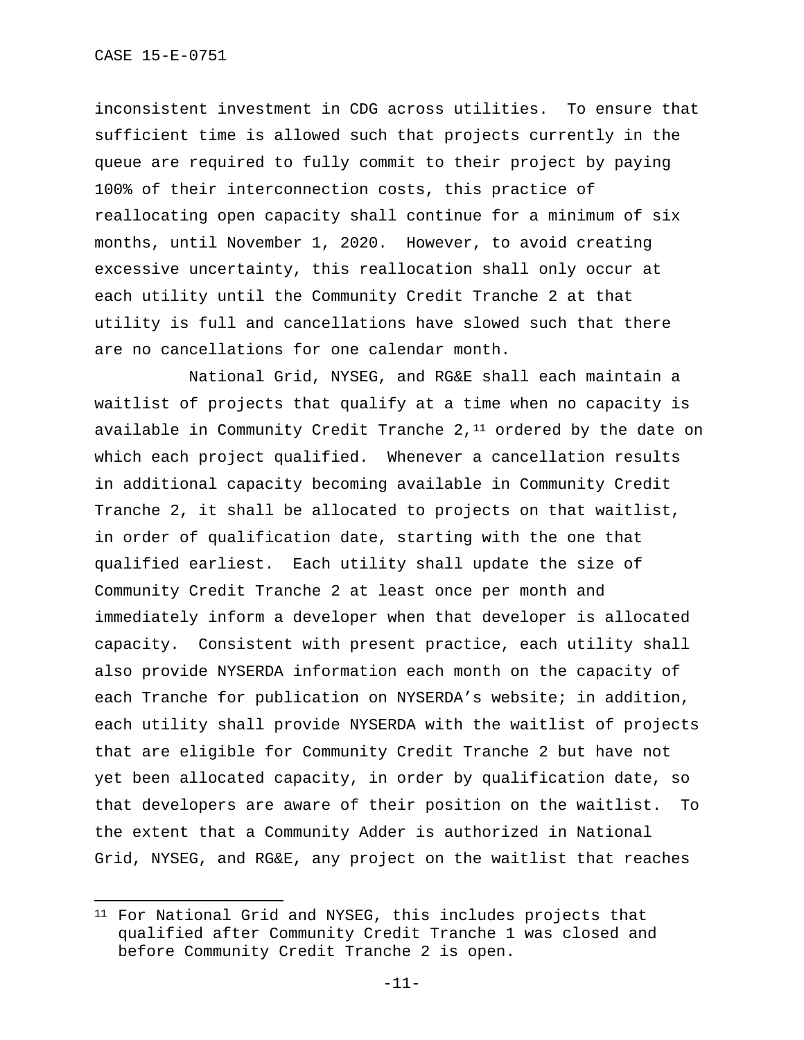inconsistent investment in CDG across utilities. To ensure that sufficient time is allowed such that projects currently in the queue are required to fully commit to their project by paying 100% of their interconnection costs, this practice of reallocating open capacity shall continue for a minimum of six months, until November 1, 2020. However, to avoid creating excessive uncertainty, this reallocation shall only occur at each utility until the Community Credit Tranche 2 at that utility is full and cancellations have slowed such that there are no cancellations for one calendar month.

National Grid, NYSEG, and RG&E shall each maintain a waitlist of projects that qualify at a time when no capacity is available in Community Credit Tranche 2,[11] ordered by the date on which each project qualified. Whenever a cancellation results in additional capacity becoming available in Community Credit Tranche 2, it shall be allocated to projects on that waitlist, in order of qualification date, starting with the one that qualified earliest. Each utility shall update the size of Community Credit Tranche 2 at least once per month and immediately inform a developer when that developer is allocated capacity. Consistent with present practice, each utility shall also provide NYSERDA information each month on the capacity of each Tranche for publication on NYSERDA's website; in addition, each utility shall provide NYSERDA with the waitlist of projects that are eligible for Community Credit Tranche 2 but have not yet been allocated capacity, in order by qualification date, so that developers are aware of their position on the waitlist. To the extent that a Community Adder is authorized in National Grid, NYSEG, and RG&E, any project on the waitlist that reaches

[11] For National Grid and NYSEG, this includes projects that qualified after Community Credit Tranche 1 was closed and before Community Credit Tranche 2 is open.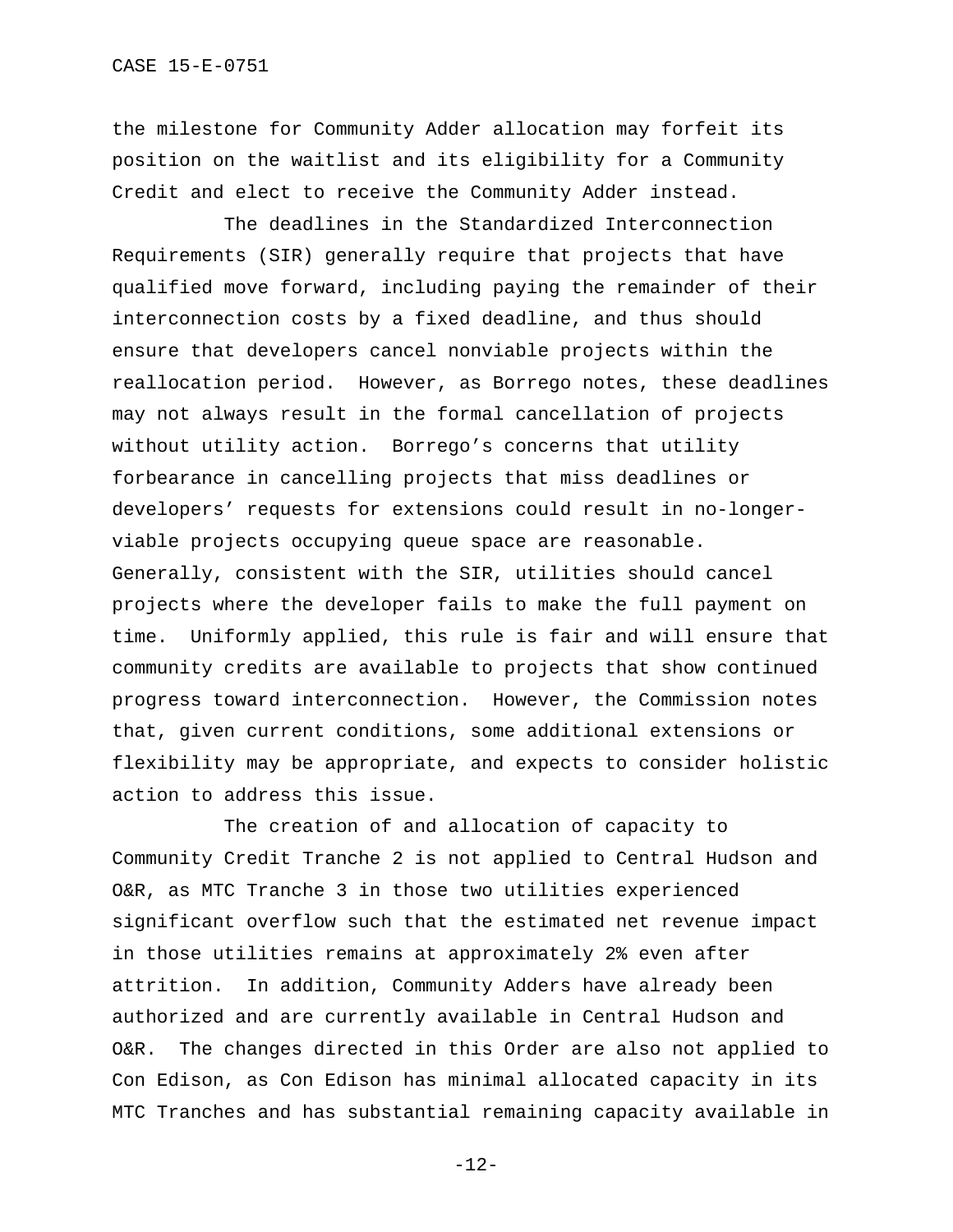the milestone for Community Adder allocation may forfeit its position on the waitlist and its eligibility for a Community Credit and elect to receive the Community Adder instead.

The deadlines in the Standardized Interconnection Requirements (SIR) generally require that projects that have qualified move forward, including paying the remainder of their interconnection costs by a fixed deadline, and thus should ensure that developers cancel nonviable projects within the reallocation period. However, as Borrego notes, these deadlines may not always result in the formal cancellation of projects without utility action. Borrego's concerns that utility forbearance in cancelling projects that miss deadlines or developers' requests for extensions could result in no-longer-viable projects occupying queue space are reasonable. Generally, consistent with the SIR, utilities should cancel projects where the developer fails to make the full payment on time. Uniformly applied, this rule is fair and will ensure that community credits are available to projects that show continued progress toward interconnection. However, the Commission notes that, given current conditions, some additional extensions or flexibility may be appropriate, and expects to consider holistic action to address this issue.

The creation of and allocation of capacity to Community Credit Tranche 2 is not applied to Central Hudson and O&R, as MTC Tranche 3 in those two utilities experienced significant overflow such that the estimated net revenue impact in those utilities remains at approximately 2% even after attrition. In addition, Community Adders have already been authorized and are currently available in Central Hudson and O&R. The changes directed in this Order are also not applied to Con Edison, as Con Edison has minimal allocated capacity in its MTC Tranches and has substantial remaining capacity available in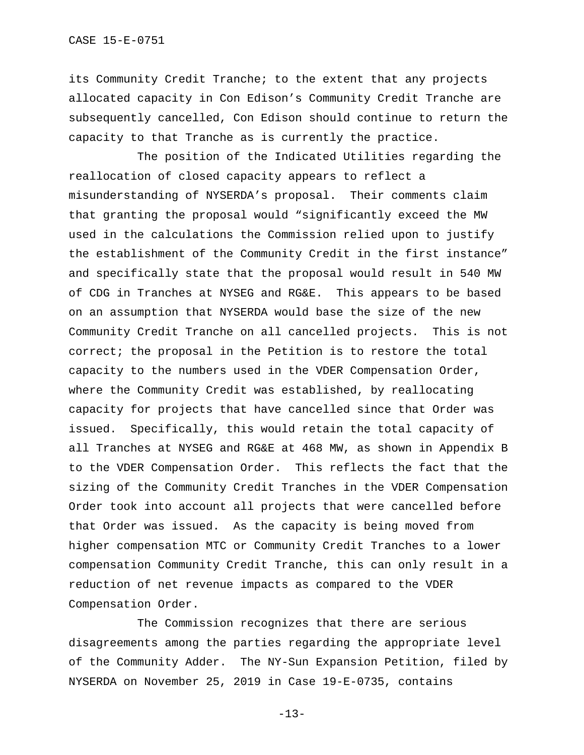its Community Credit Tranche; to the extent that any projects allocated capacity in Con Edison’s Community Credit Tranche are subsequently cancelled, Con Edison should continue to return the capacity to that Tranche as is currently the practice.

The position of the Indicated Utilities regarding the reallocation of closed capacity appears to reflect a misunderstanding of NYSERDA’s proposal. Their comments claim that granting the proposal would “significantly exceed the MW used in the calculations the Commission relied upon to justify the establishment of the Community Credit in the first instance” and specifically state that the proposal would result in 540 MW of CDG in Tranches at NYSEG and RG&E. This appears to be based on an assumption that NYSERDA would base the size of the new Community Credit Tranche on all cancelled projects. This is not correct; the proposal in the Petition is to restore the total capacity to the numbers used in the VDER Compensation Order, where the Community Credit was established, by reallocating capacity for projects that have cancelled since that Order was issued. Specifically, this would retain the total capacity of all Tranches at NYSEG and RG&E at 468 MW, as shown in Appendix B to the VDER Compensation Order. This reflects the fact that the sizing of the Community Credit Tranches in the VDER Compensation Order took into account all projects that were cancelled before that Order was issued. As the capacity is being moved from higher compensation MTC or Community Credit Tranches to a lower compensation Community Credit Tranche, this can only result in a reduction of net revenue impacts as compared to the VDER Compensation Order.

The Commission recognizes that there are serious disagreements among the parties regarding the appropriate level of the Community Adder. The NY-Sun Expansion Petition, filed by NYSERDA on November 25, 2019 in Case 19-E-0735, contains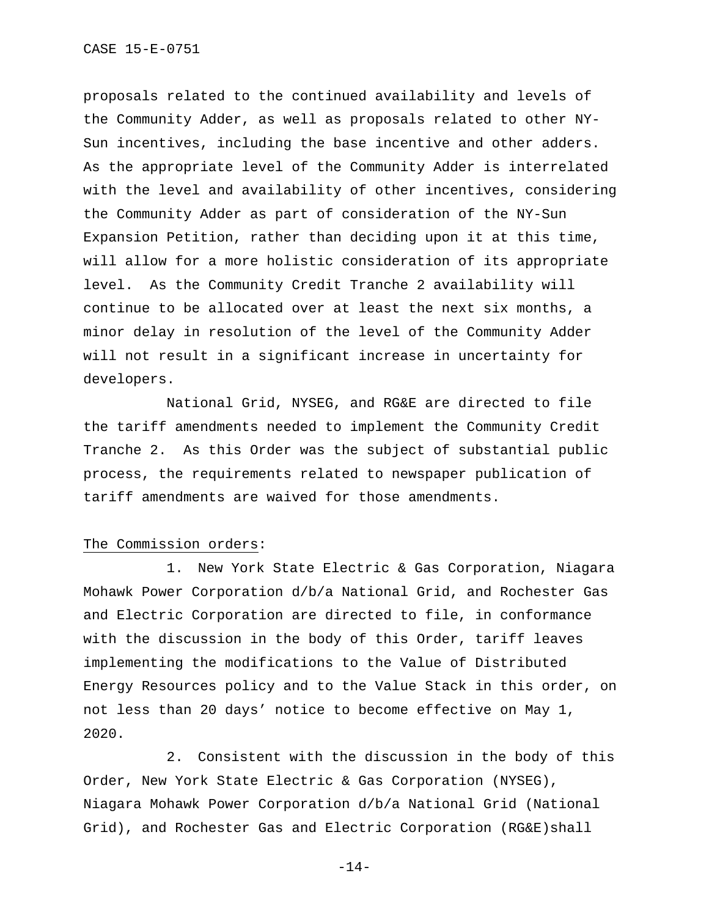proposals related to the continued availability and levels of the Community Adder, as well as proposals related to other NY-Sun incentives, including the base incentive and other adders. As the appropriate level of the Community Adder is interrelated with the level and availability of other incentives, considering the Community Adder as part of consideration of the NY-Sun Expansion Petition, rather than deciding upon it at this time, will allow for a more holistic consideration of its appropriate level. As the Community Credit Tranche 2 availability will continue to be allocated over at least the next six months, a minor delay in resolution of the level of the Community Adder will not result in a significant increase in uncertainty for developers.

National Grid, NYSEG, and RG&E are directed to file the tariff amendments needed to implement the Community Credit Tranche 2. As this Order was the subject of substantial public process, the requirements related to newspaper publication of tariff amendments are waived for those amendments.

<u>The Commission orders</u>:

1. New York State Electric & Gas Corporation, Niagara Mohawk Power Corporation d/b/a National Grid, and Rochester Gas and Electric Corporation are directed to file, in conformance with the discussion in the body of this Order, tariff leaves implementing the modifications to the Value of Distributed Energy Resources policy and to the Value Stack in this order, on not less than 20 days' notice to become effective on May 1, 2020.

2. Consistent with the discussion in the body of this Order, New York State Electric & Gas Corporation (NYSEG), Niagara Mohawk Power Corporation d/b/a National Grid (National Grid), and Rochester Gas and Electric Corporation (RG&E)shall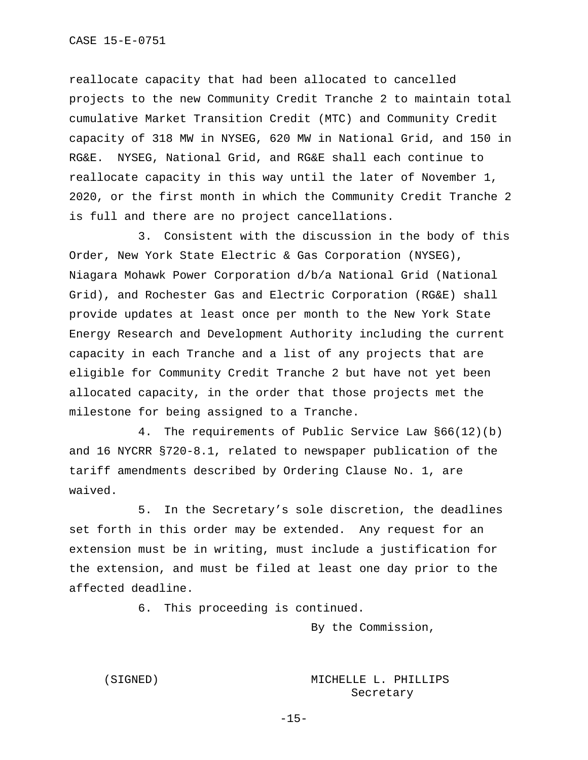reallocate capacity that had been allocated to cancelled projects to the new Community Credit Tranche 2 to maintain total cumulative Market Transition Credit (MTC) and Community Credit capacity of 318 MW in NYSEG, 620 MW in National Grid, and 150 in RG&E. NYSEG, National Grid, and RG&E shall each continue to reallocate capacity in this way until the later of November 1, 2020, or the first month in which the Community Credit Tranche 2 is full and there are no project cancellations.

3. Consistent with the discussion in the body of this Order, New York State Electric & Gas Corporation (NYSEG), Niagara Mohawk Power Corporation d/b/a National Grid (National Grid), and Rochester Gas and Electric Corporation (RG&E) shall provide updates at least once per month to the New York State Energy Research and Development Authority including the current capacity in each Tranche and a list of any projects that are eligible for Community Credit Tranche 2 but have not yet been allocated capacity, in the order that those projects met the milestone for being assigned to a Tranche.

4. The requirements of Public Service Law §66(12)(b) and 16 NYCRR §720-8.1, related to newspaper publication of the tariff amendments described by Ordering Clause No. 1, are waived.

5. In the Secretary's sole discretion, the deadlines set forth in this order may be extended. Any request for an extension must be in writing, must include a justification for the extension, and must be filed at least one day prior to the affected deadline.

6. This proceeding is continued.

By the Commission,

(SIGNED) MICHELLE L. PHILLIPS
Secretary